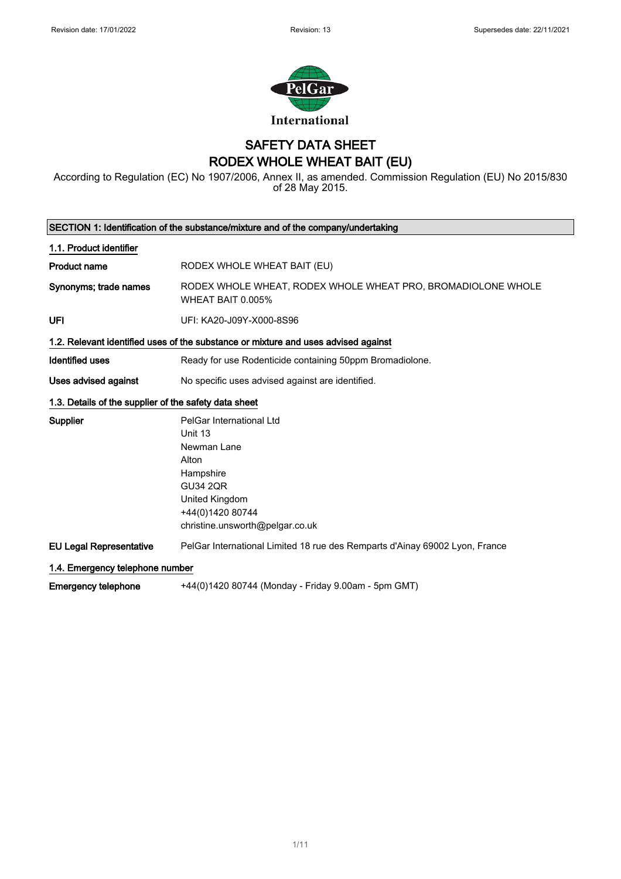Revision date: 17/01/2022 Revision: 13 Supersedes date: 22/11/2021

PelGar International

# SAFETY DATA SHEET
# RODEX WHOLE WHEAT BAIT (EU)

According to Regulation (EC) No 1907/2006, Annex II, as amended. Commission Regulation (EU) No 2015/830 of 28 May 2015.

## SECTION 1: Identification of the substance/mixture and of the company/undertaking

### 1.1. Product identifier

| | |
|---|---|
| **Product name** | RODEX WHOLE WHEAT BAIT (EU) |
| **Synonyms; trade names** | RODEX WHOLE WHEAT, RODEX WHOLE WHEAT PRO, BROMADIOLONE WHOLE WHEAT BAIT 0.005% |
| **UFI** | UFI: KA20-J09Y-X000-8S96 |

### 1.2. Relevant identified uses of the substance or mixture and uses advised against

| | |
|---|---|
| **Identified uses** | Ready for use Rodenticide containing 50ppm Bromadiolone. |
| **Uses advised against** | No specific uses advised against are identified. |

### 1.3. Details of the supplier of the safety data sheet

**Supplier**

PelGar International Ltd
Unit 13
Newman Lane
Alton
Hampshire
GU34 2QR
United Kingdom
+44(0)1420 80744
christine.unsworth@pelgar.co.uk

**EU Legal Representative** PelGar International Limited 18 rue des Remparts d'Ainay 69002 Lyon, France

### 1.4. Emergency telephone number

**Emergency telephone** +44(0)1420 80744 (Monday - Friday 9.00am - 5pm GMT)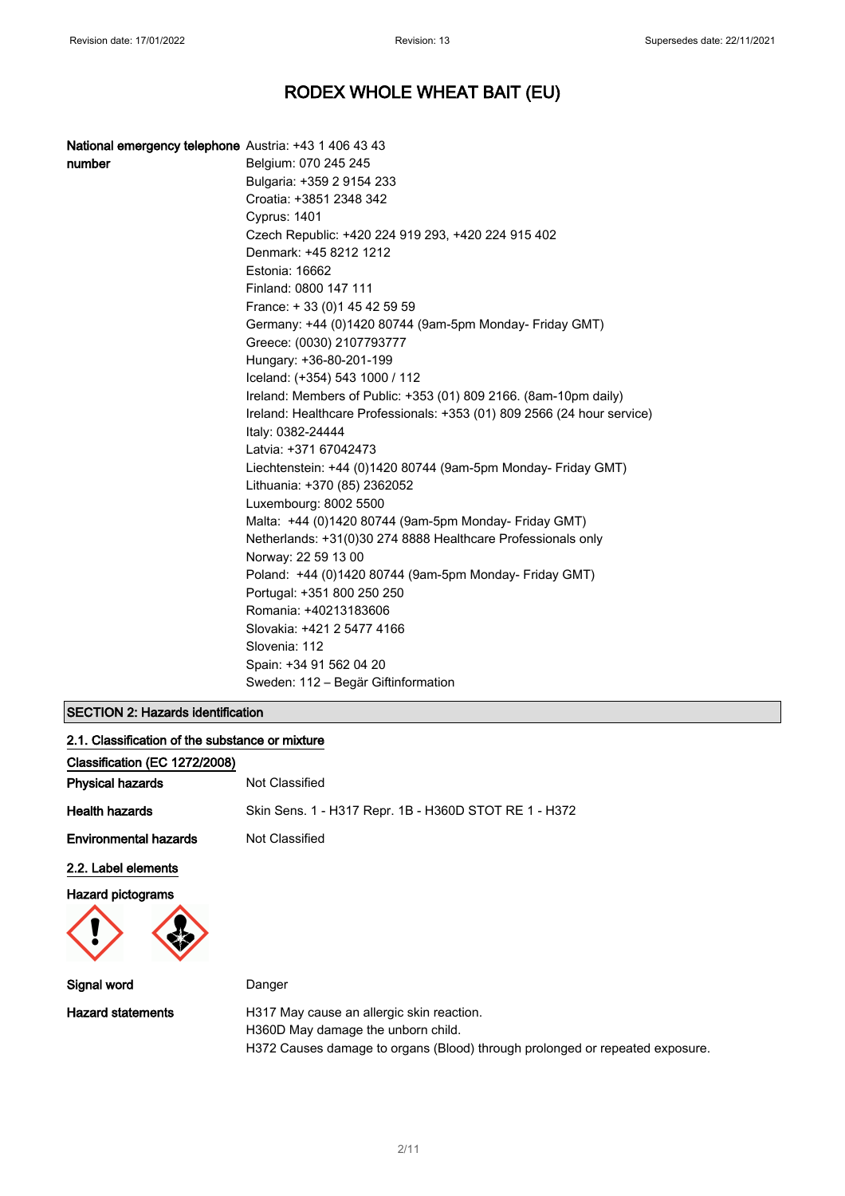# RODEX WHOLE WHEAT BAIT (EU)

| | |
|---|---|
| **National emergency telephone number** | Austria: +43 1 406 43 43<br>Belgium: 070 245 245<br>Bulgaria: +359 2 9154 233<br>Croatia: +3851 2348 342<br>Cyprus: 1401<br>Czech Republic: +420 224 919 293, +420 224 915 402<br>Denmark: +45 8212 1212<br>Estonia: 16662<br>Finland: 0800 147 111<br>France: + 33 (0)1 45 42 59 59<br>Germany: +44 (0)1420 80744 (9am-5pm Monday- Friday GMT)<br>Greece: (0030) 2107793777<br>Hungary: +36-80-201-199<br>Iceland: (+354) 543 1000 / 112<br>Ireland: Members of Public: +353 (01) 809 2166. (8am-10pm daily)<br>Ireland: Healthcare Professionals: +353 (01) 809 2566 (24 hour service)<br>Italy: 0382-24444<br>Latvia: +371 67042473<br>Liechtenstein: +44 (0)1420 80744 (9am-5pm Monday- Friday GMT)<br>Lithuania: +370 (85) 2362052<br>Luxembourg: 8002 5500<br>Malta: +44 (0)1420 80744 (9am-5pm Monday- Friday GMT)<br>Netherlands: +31(0)30 274 8888 Healthcare Professionals only<br>Norway: 22 59 13 00<br>Poland: +44 (0)1420 80744 (9am-5pm Monday- Friday GMT)<br>Portugal: +351 800 250 250<br>Romania: +40213183606<br>Slovakia: +421 2 5477 4166<br>Slovenia: 112<br>Spain: +34 91 562 04 20<br>Sweden: 112 – Begär Giftinformation |

## SECTION 2: Hazards identification

### 2.1. Classification of the substance or mixture

**Classification (EC 1272/2008)**

| | |
|---|---|
| **Physical hazards** | Not Classified |
| **Health hazards** | Skin Sens. 1 - H317 Repr. 1B - H360D STOT RE 1 - H372 |
| **Environmental hazards** | Not Classified |

### 2.2. Label elements

**Hazard pictograms**

| | |
|---|---|
| **Signal word** | Danger |
| **Hazard statements** | H317 May cause an allergic skin reaction.<br>H360D May damage the unborn child.<br>H372 Causes damage to organs (Blood) through prolonged or repeated exposure. |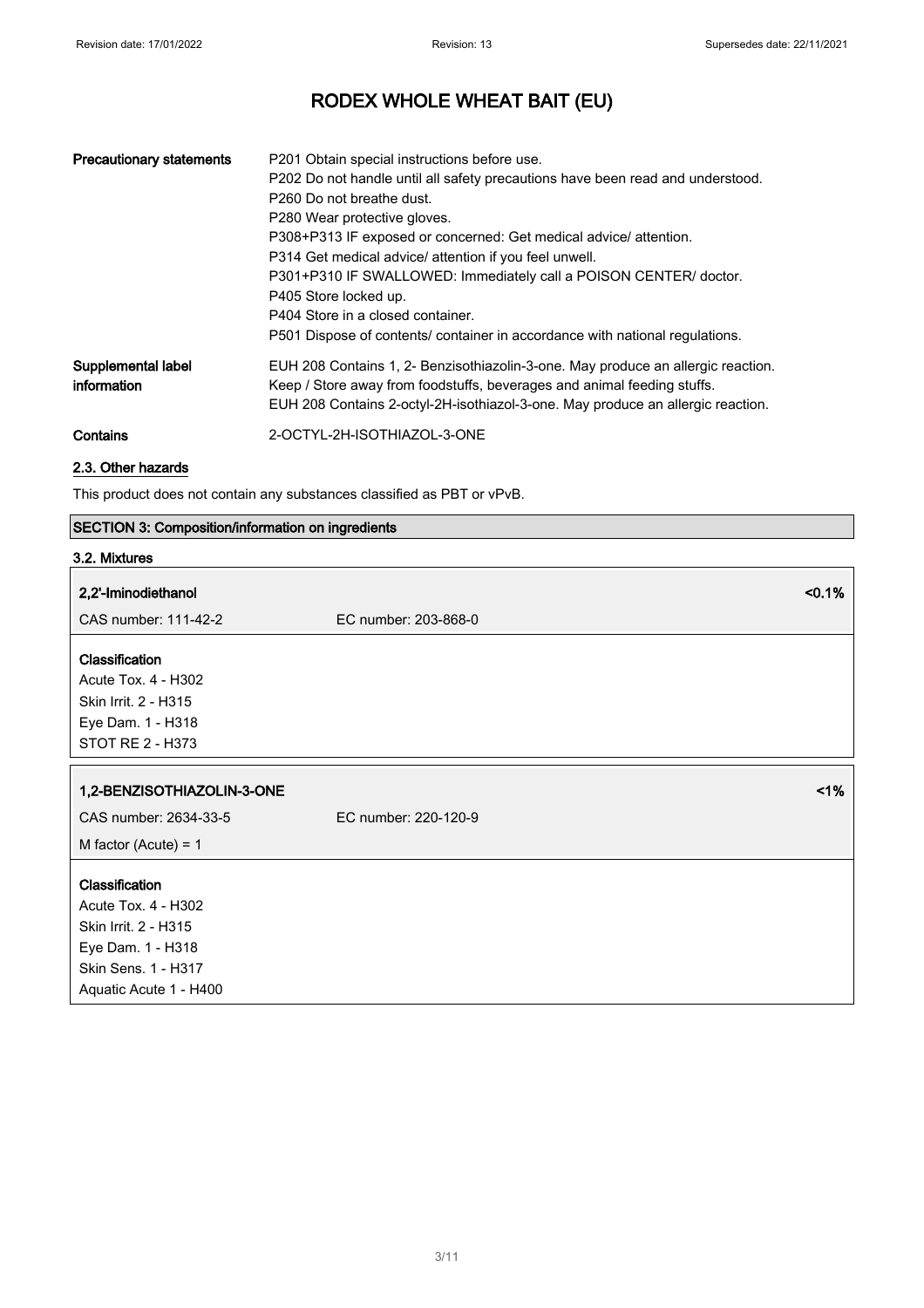| | |
|---|---|
| **Precautionary statements** | P201 Obtain special instructions before use.<br>P202 Do not handle until all safety precautions have been read and understood.<br>P260 Do not breathe dust.<br>P280 Wear protective gloves.<br>P308+P313 IF exposed or concerned: Get medical advice/ attention.<br>P314 Get medical advice/ attention if you feel unwell.<br>P301+P310 IF SWALLOWED: Immediately call a POISON CENTER/ doctor.<br>P405 Store locked up.<br>P404 Store in a closed container.<br>P501 Dispose of contents/ container in accordance with national regulations. |
| **Supplemental label information** | EUH 208 Contains 1, 2- Benzisothiazolin-3-one. May produce an allergic reaction.<br>Keep / Store away from foodstuffs, beverages and animal feeding stuffs.<br>EUH 208 Contains 2-octyl-2H-isothiazol-3-one. May produce an allergic reaction. |
| **Contains** | 2-OCTYL-2H-ISOTHIAZOL-3-ONE |

### 2.3. Other hazards

This product does not contain any substances classified as PBT or vPvB.

## SECTION 3: Composition/information on ingredients

### 3.2. Mixtures

**2,2'-Iminodiethanol** <0.1%

CAS number: 111-42-2 EC number: 203-868-0

**Classification**
Acute Tox. 4 - H302
Skin Irrit. 2 - H315
Eye Dam. 1 - H318
STOT RE 2 - H373

**1,2-BENZISOTHIAZOLIN-3-ONE** <1%

CAS number: 2634-33-5 EC number: 220-120-9

M factor (Acute) = 1

**Classification**
Acute Tox. 4 - H302
Skin Irrit. 2 - H315
Eye Dam. 1 - H318
Skin Sens. 1 - H317
Aquatic Acute 1 - H400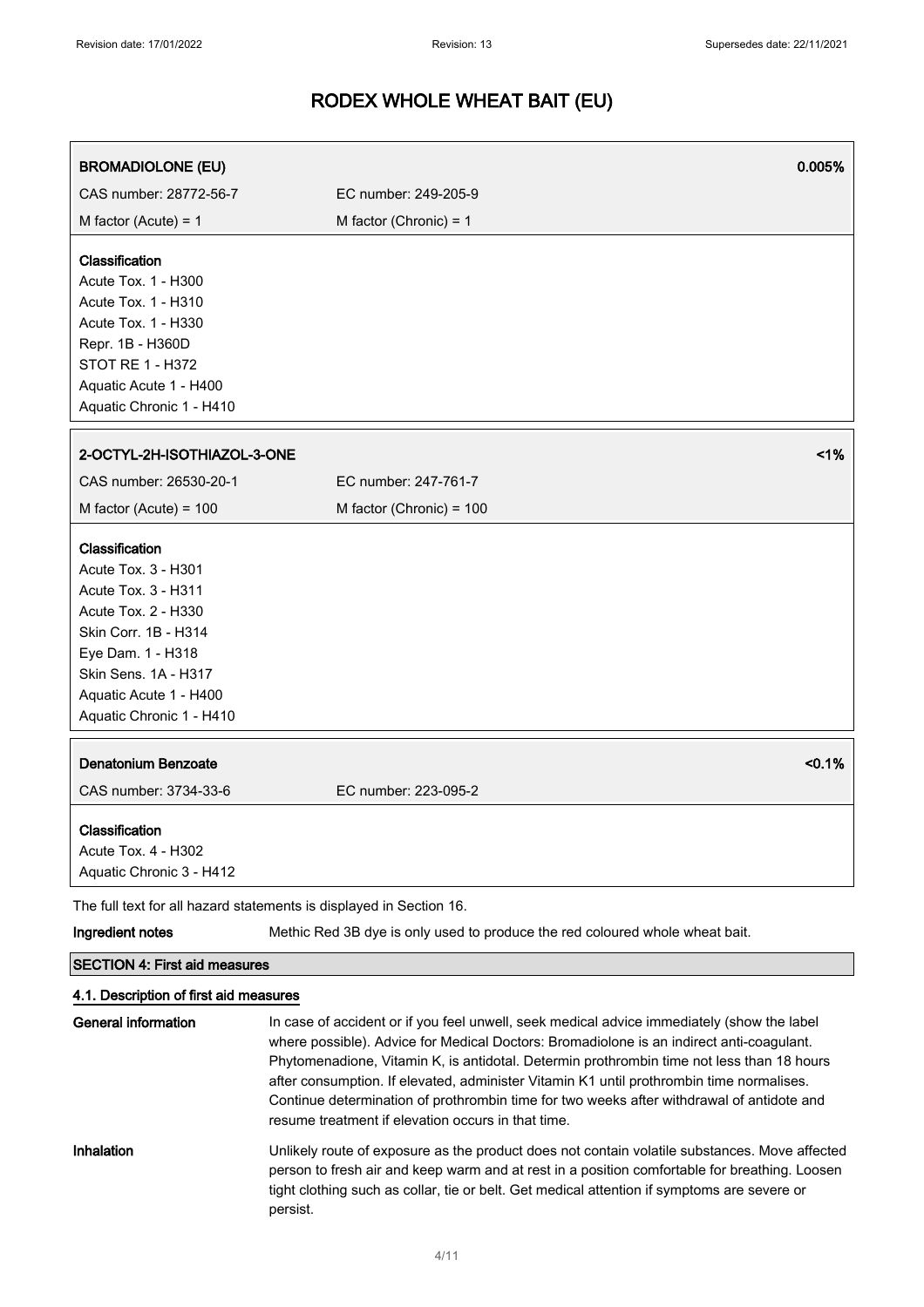# RODEX WHOLE WHEAT BAIT (EU)

| **BROMADIOLONE (EU)** | | **0.005%** |
|---|---|---|
| CAS number: 28772-56-7 | EC number: 249-205-9 | |
| M factor (Acute) = 1 | M factor (Chronic) = 1 | |

**Classification**
Acute Tox. 1 - H300
Acute Tox. 1 - H310
Acute Tox. 1 - H330
Repr. 1B - H360D
STOT RE 1 - H372
Aquatic Acute 1 - H400
Aquatic Chronic 1 - H410

| **2-OCTYL-2H-ISOTHIAZOL-3-ONE** | | **<1%** |
|---|---|---|
| CAS number: 26530-20-1 | EC number: 247-761-7 | |
| M factor (Acute) = 100 | M factor (Chronic) = 100 | |

**Classification**
Acute Tox. 3 - H301
Acute Tox. 3 - H311
Acute Tox. 2 - H330
Skin Corr. 1B - H314
Eye Dam. 1 - H318
Skin Sens. 1A - H317
Aquatic Acute 1 - H400
Aquatic Chronic 1 - H410

| **Denatonium Benzoate** | | **<0.1%** |
|---|---|---|
| CAS number: 3734-33-6 | EC number: 223-095-2 | |

**Classification**
Acute Tox. 4 - H302
Aquatic Chronic 3 - H412

The full text for all hazard statements is displayed in Section 16.

**Ingredient notes** Methic Red 3B dye is only used to produce the red coloured whole wheat bait.

## SECTION 4: First aid measures

### 4.1. Description of first aid measures

**General information** In case of accident or if you feel unwell, seek medical advice immediately (show the label where possible). Advice for Medical Doctors: Bromadiolone is an indirect anti-coagulant. Phytomenadione, Vitamin K, is antidotal. Determin prothrombin time not less than 18 hours after consumption. If elevated, administer Vitamin K1 until prothrombin time normalises. Continue determination of prothrombin time for two weeks after withdrawal of antidote and resume treatment if elevation occurs in that time.

**Inhalation** Unlikely route of exposure as the product does not contain volatile substances. Move affected person to fresh air and keep warm and at rest in a position comfortable for breathing. Loosen tight clothing such as collar, tie or belt. Get medical attention if symptoms are severe or persist.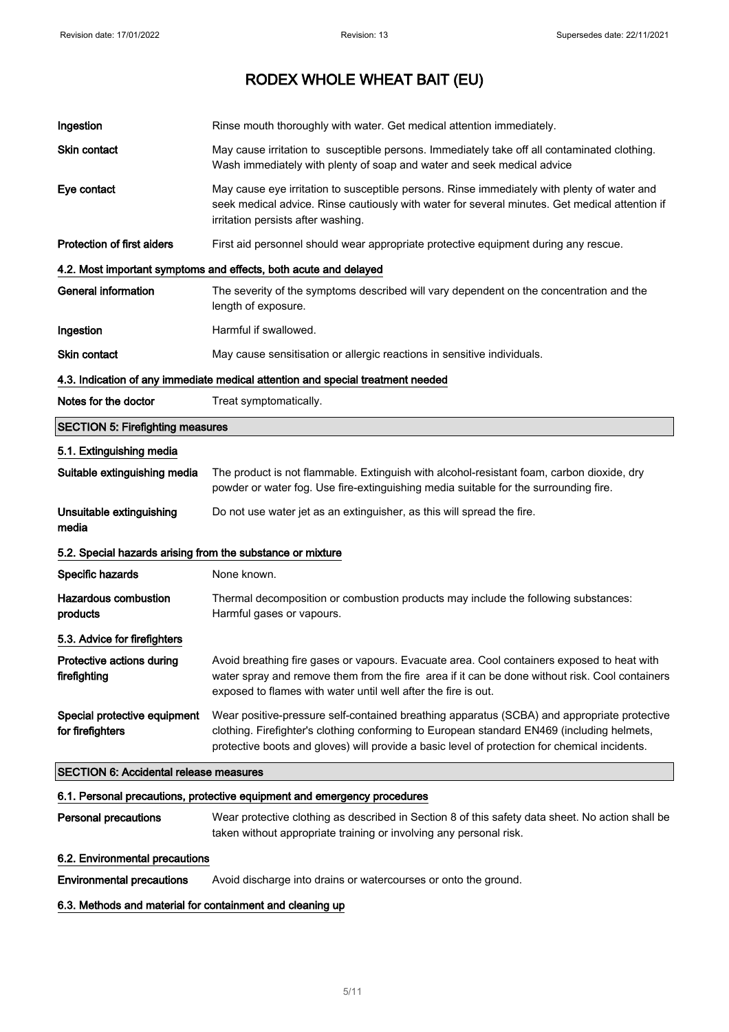**Ingestion** Rinse mouth thoroughly with water. Get medical attention immediately.

**Skin contact** May cause irritation to susceptible persons. Immediately take off all contaminated clothing. Wash immediately with plenty of soap and water and seek medical advice

**Eye contact** May cause eye irritation to susceptible persons. Rinse immediately with plenty of water and seek medical advice. Rinse cautiously with water for several minutes. Get medical attention if irritation persists after washing.

**Protection of first aiders** First aid personnel should wear appropriate protective equipment during any rescue.

### 4.2. Most important symptoms and effects, both acute and delayed

**General information** The severity of the symptoms described will vary dependent on the concentration and the length of exposure.

**Ingestion** Harmful if swallowed.

**Skin contact** May cause sensitisation or allergic reactions in sensitive individuals.

### 4.3. Indication of any immediate medical attention and special treatment needed

**Notes for the doctor** Treat symptomatically.

## SECTION 5: Firefighting measures

### 5.1. Extinguishing media

**Suitable extinguishing media** The product is not flammable. Extinguish with alcohol-resistant foam, carbon dioxide, dry powder or water fog. Use fire-extinguishing media suitable for the surrounding fire.

**Unsuitable extinguishing media** Do not use water jet as an extinguisher, as this will spread the fire.

### 5.2. Special hazards arising from the substance or mixture

**Specific hazards** None known.

**Hazardous combustion products** Thermal decomposition or combustion products may include the following substances: Harmful gases or vapours.

### 5.3. Advice for firefighters

**Protective actions during firefighting** Avoid breathing fire gases or vapours. Evacuate area. Cool containers exposed to heat with water spray and remove them from the fire area if it can be done without risk. Cool containers exposed to flames with water until well after the fire is out.

**Special protective equipment for firefighters** Wear positive-pressure self-contained breathing apparatus (SCBA) and appropriate protective clothing. Firefighter's clothing conforming to European standard EN469 (including helmets, protective boots and gloves) will provide a basic level of protection for chemical incidents.

## SECTION 6: Accidental release measures

### 6.1. Personal precautions, protective equipment and emergency procedures

**Personal precautions** Wear protective clothing as described in Section 8 of this safety data sheet. No action shall be taken without appropriate training or involving any personal risk.

### 6.2. Environmental precautions

**Environmental precautions** Avoid discharge into drains or watercourses or onto the ground.

### 6.3. Methods and material for containment and cleaning up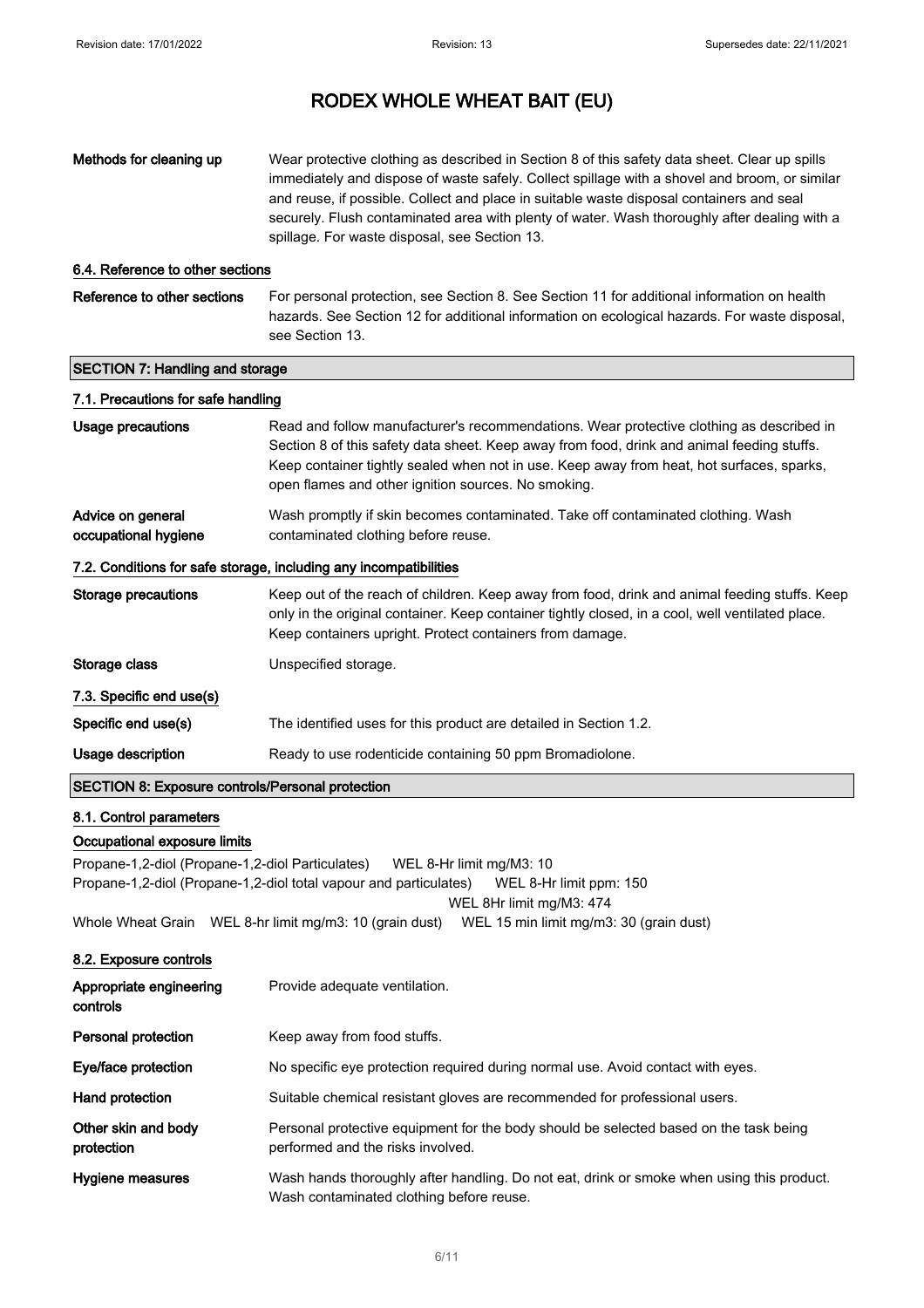| | |
|---|---|
| **Methods for cleaning up** | Wear protective clothing as described in Section 8 of this safety data sheet. Clear up spills immediately and dispose of waste safely. Collect spillage with a shovel and broom, or similar and reuse, if possible. Collect and place in suitable waste disposal containers and seal securely. Flush contaminated area with plenty of water. Wash thoroughly after dealing with a spillage. For waste disposal, see Section 13. |

### 6.4. Reference to other sections

| | |
|---|---|
| **Reference to other sections** | For personal protection, see Section 8. See Section 11 for additional information on health hazards. See Section 12 for additional information on ecological hazards. For waste disposal, see Section 13. |

## SECTION 7: Handling and storage

### 7.1. Precautions for safe handling

| | |
|---|---|
| **Usage precautions** | Read and follow manufacturer's recommendations. Wear protective clothing as described in Section 8 of this safety data sheet. Keep away from food, drink and animal feeding stuffs. Keep container tightly sealed when not in use. Keep away from heat, hot surfaces, sparks, open flames and other ignition sources. No smoking. |
| **Advice on general occupational hygiene** | Wash promptly if skin becomes contaminated. Take off contaminated clothing. Wash contaminated clothing before reuse. |

### 7.2. Conditions for safe storage, including any incompatibilities

| | |
|---|---|
| **Storage precautions** | Keep out of the reach of children. Keep away from food, drink and animal feeding stuffs. Keep only in the original container. Keep container tightly closed, in a cool, well ventilated place. Keep containers upright. Protect containers from damage. |
| **Storage class** | Unspecified storage. |

### 7.3. Specific end use(s)

| | |
|---|---|
| **Specific end use(s)** | The identified uses for this product are detailed in Section 1.2. |
| **Usage description** | Ready to use rodenticide containing 50 ppm Bromadiolone. |

## SECTION 8: Exposure controls/Personal protection

### 8.1. Control parameters

#### Occupational exposure limits

Propane-1,2-diol (Propane-1,2-diol Particulates) WEL 8-Hr limit mg/M3: 10

Propane-1,2-diol (Propane-1,2-diol total vapour and particulates) WEL 8-Hr limit ppm: 150
WEL 8Hr limit mg/M3: 474

Whole Wheat Grain WEL 8-hr limit mg/m3: 10 (grain dust) WEL 15 min limit mg/m3: 30 (grain dust)

### 8.2. Exposure controls

| | |
|---|---|
| **Appropriate engineering controls** | Provide adequate ventilation. |
| **Personal protection** | Keep away from food stuffs. |
| **Eye/face protection** | No specific eye protection required during normal use. Avoid contact with eyes. |
| **Hand protection** | Suitable chemical resistant gloves are recommended for professional users. |
| **Other skin and body protection** | Personal protective equipment for the body should be selected based on the task being performed and the risks involved. |
| **Hygiene measures** | Wash hands thoroughly after handling. Do not eat, drink or smoke when using this product. Wash contaminated clothing before reuse. |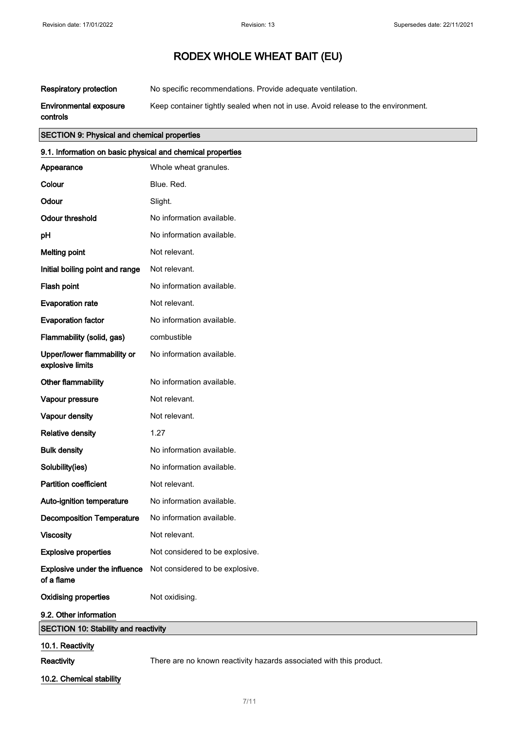# RODEX WHOLE WHEAT BAIT (EU)

| | |
|---|---|
| **Respiratory protection** | No specific recommendations. Provide adequate ventilation. |
| **Environmental exposure controls** | Keep container tightly sealed when not in use. Avoid release to the environment. |

## SECTION 9: Physical and chemical properties

### 9.1. Information on basic physical and chemical properties

| | |
|---|---|
| **Appearance** | Whole wheat granules. |
| **Colour** | Blue. Red. |
| **Odour** | Slight. |
| **Odour threshold** | No information available. |
| **pH** | No information available. |
| **Melting point** | Not relevant. |
| **Initial boiling point and range** | Not relevant. |
| **Flash point** | No information available. |
| **Evaporation rate** | Not relevant. |
| **Evaporation factor** | No information available. |
| **Flammability (solid, gas)** | combustible |
| **Upper/lower flammability or explosive limits** | No information available. |
| **Other flammability** | No information available. |
| **Vapour pressure** | Not relevant. |
| **Vapour density** | Not relevant. |
| **Relative density** | 1.27 |
| **Bulk density** | No information available. |
| **Solubility(ies)** | No information available. |
| **Partition coefficient** | Not relevant. |
| **Auto-ignition temperature** | No information available. |
| **Decomposition Temperature** | No information available. |
| **Viscosity** | Not relevant. |
| **Explosive properties** | Not considered to be explosive. |
| **Explosive under the influence of a flame** | Not considered to be explosive. |
| **Oxidising properties** | Not oxidising. |

### 9.2. Other information

## SECTION 10: Stability and reactivity

### 10.1. Reactivity

**Reactivity** There are no known reactivity hazards associated with this product.

### 10.2. Chemical stability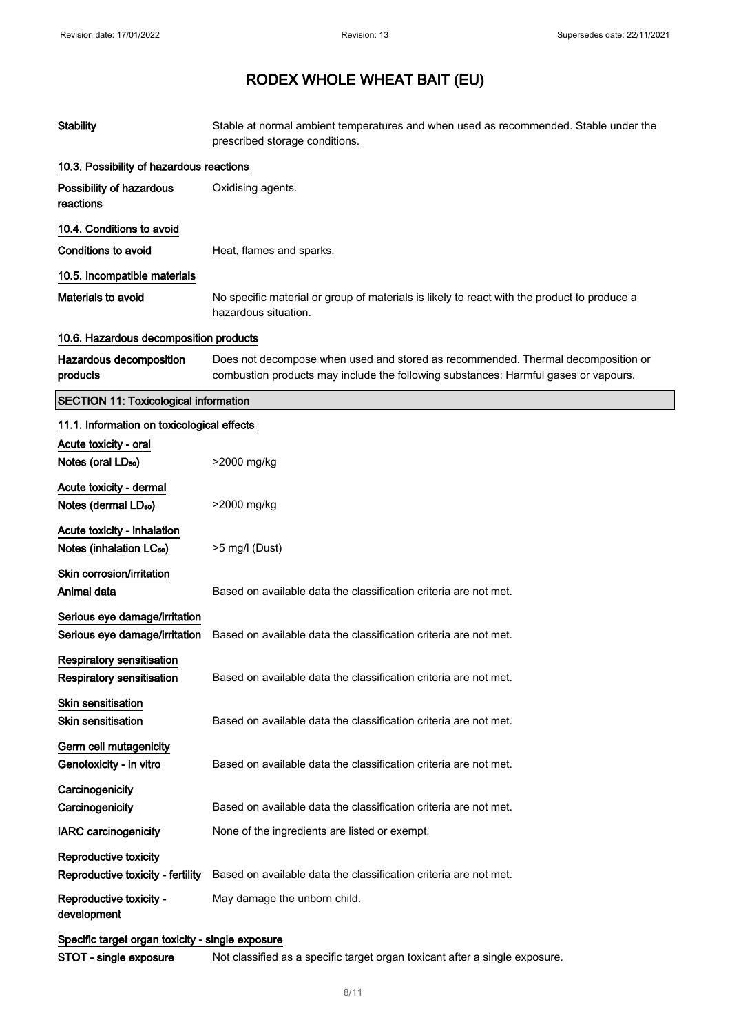| | |
|---|---|
| **Stability** | Stable at normal ambient temperatures and when used as recommended. Stable under the prescribed storage conditions. |

#### 10.3. Possibility of hazardous reactions

| | |
|---|---|
| **Possibility of hazardous reactions** | Oxidising agents. |

#### 10.4. Conditions to avoid

| | |
|---|---|
| **Conditions to avoid** | Heat, flames and sparks. |

#### 10.5. Incompatible materials

| | |
|---|---|
| **Materials to avoid** | No specific material or group of materials is likely to react with the product to produce a hazardous situation. |

#### 10.6. Hazardous decomposition products

| | |
|---|---|
| **Hazardous decomposition products** | Does not decompose when used and stored as recommended. Thermal decomposition or combustion products may include the following substances: Harmful gases or vapours. |

## SECTION 11: Toxicological information

#### 11.1. Information on toxicological effects

**Acute toxicity - oral**

| | |
|---|---|
| **Notes (oral $LD_{50}$)** | >2000 mg/kg |

**Acute toxicity - dermal**

| | |
|---|---|
| **Notes (dermal $LD_{50}$)** | >2000 mg/kg |

**Acute toxicity - inhalation**

| | |
|---|---|
| **Notes (inhalation $LC_{50}$)** | >5 mg/l (Dust) |

**Skin corrosion/irritation**

| | |
|---|---|
| **Animal data** | Based on available data the classification criteria are not met. |

**Serious eye damage/irritation**

| | |
|---|---|
| **Serious eye damage/irritation** | Based on available data the classification criteria are not met. |

**Respiratory sensitisation**

| | |
|---|---|
| **Respiratory sensitisation** | Based on available data the classification criteria are not met. |

**Skin sensitisation**

| | |
|---|---|
| **Skin sensitisation** | Based on available data the classification criteria are not met. |

**Germ cell mutagenicity**

| | |
|---|---|
| **Genotoxicity - in vitro** | Based on available data the classification criteria are not met. |

**Carcinogenicity**

| | |
|---|---|
| **Carcinogenicity** | Based on available data the classification criteria are not met. |
| **IARC carcinogenicity** | None of the ingredients are listed or exempt. |

**Reproductive toxicity**

| | |
|---|---|
| **Reproductive toxicity - fertility** | Based on available data the classification criteria are not met. |
| **Reproductive toxicity - development** | May damage the unborn child. |

**Specific target organ toxicity - single exposure**

| | |
|---|---|
| **STOT - single exposure** | Not classified as a specific target organ toxicant after a single exposure. |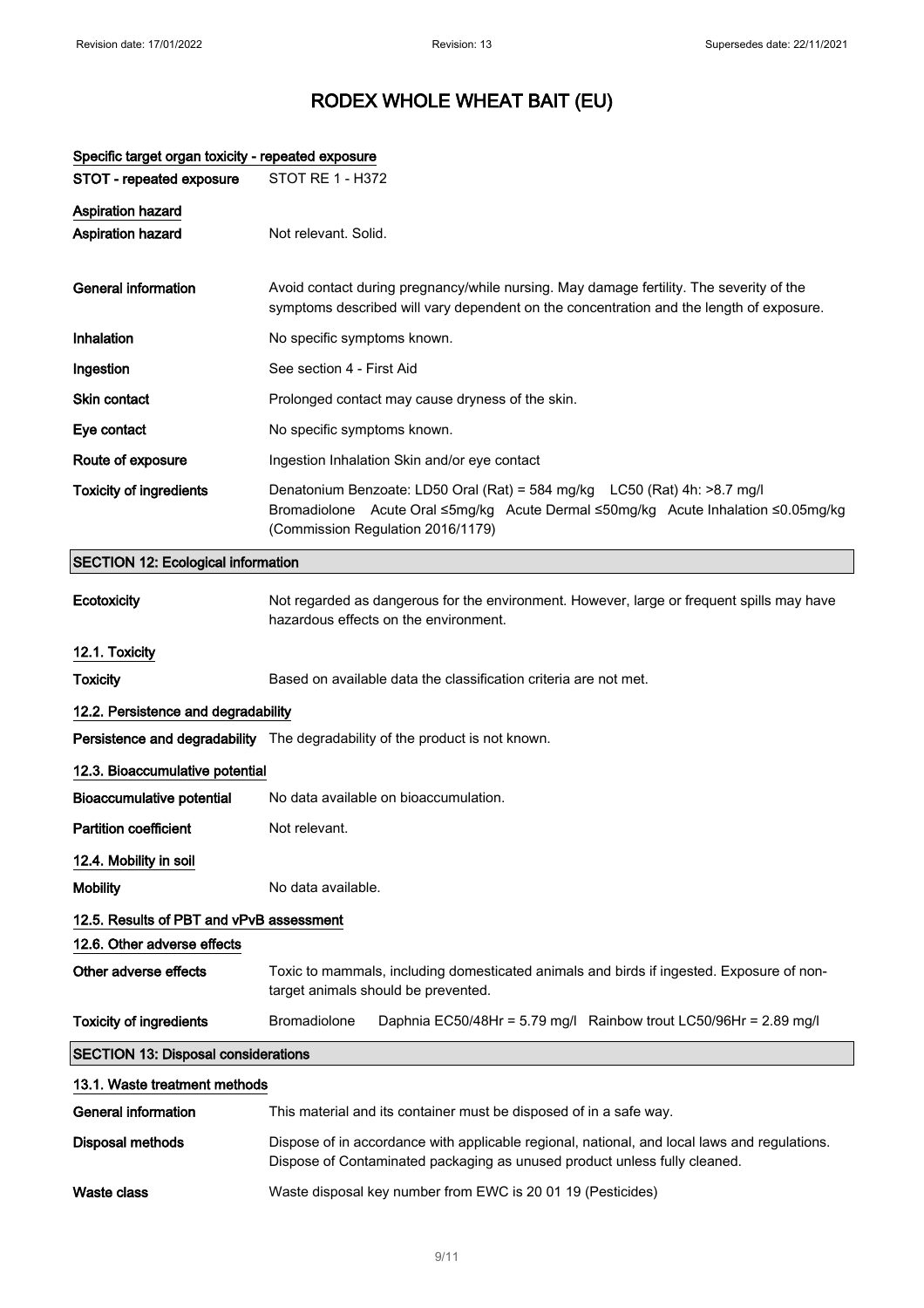# RODEX WHOLE WHEAT BAIT (EU)

### Specific target organ toxicity - repeated exposure

| | |
|---|---|
| **STOT - repeated exposure** | STOT RE 1 - H372 |

### Aspiration hazard

| | |
|---|---|
| **Aspiration hazard** | Not relevant. Solid. |
| **General information** | Avoid contact during pregnancy/while nursing. May damage fertility. The severity of the symptoms described will vary dependent on the concentration and the length of exposure. |
| **Inhalation** | No specific symptoms known. |
| **Ingestion** | See section 4 - First Aid |
| **Skin contact** | Prolonged contact may cause dryness of the skin. |
| **Eye contact** | No specific symptoms known. |
| **Route of exposure** | Ingestion Inhalation Skin and/or eye contact |
| **Toxicity of ingredients** | Denatonium Benzoate: LD50 Oral (Rat) = 584 mg/kg LC50 (Rat) 4h: >8.7 mg/l Bromadiolone Acute Oral ≤5mg/kg Acute Dermal ≤50mg/kg Acute Inhalation ≤0.05mg/kg (Commission Regulation 2016/1179) |

## SECTION 12: Ecological information

| | |
|---|---|
| **Ecotoxicity** | Not regarded as dangerous for the environment. However, large or frequent spills may have hazardous effects on the environment. |

### 12.1. Toxicity

| | |
|---|---|
| **Toxicity** | Based on available data the classification criteria are not met. |

### 12.2. Persistence and degradability

| | |
|---|---|
| **Persistence and degradability** | The degradability of the product is not known. |

### 12.3. Bioaccumulative potential

| | |
|---|---|
| **Bioaccumulative potential** | No data available on bioaccumulation. |
| **Partition coefficient** | Not relevant. |

### 12.4. Mobility in soil

| | |
|---|---|
| **Mobility** | No data available. |

### 12.5. Results of PBT and vPvB assessment

### 12.6. Other adverse effects

| | |
|---|---|
| **Other adverse effects** | Toxic to mammals, including domesticated animals and birds if ingested. Exposure of non-target animals should be prevented. |
| **Toxicity of ingredients** | Bromadiolone Daphnia EC50/48Hr = 5.79 mg/l Rainbow trout LC50/96Hr = 2.89 mg/l |

## SECTION 13: Disposal considerations

### 13.1. Waste treatment methods

| | |
|---|---|
| **General information** | This material and its container must be disposed of in a safe way. |
| **Disposal methods** | Dispose of in accordance with applicable regional, national, and local laws and regulations. Dispose of Contaminated packaging as unused product unless fully cleaned. |
| **Waste class** | Waste disposal key number from EWC is 20 01 19 (Pesticides) |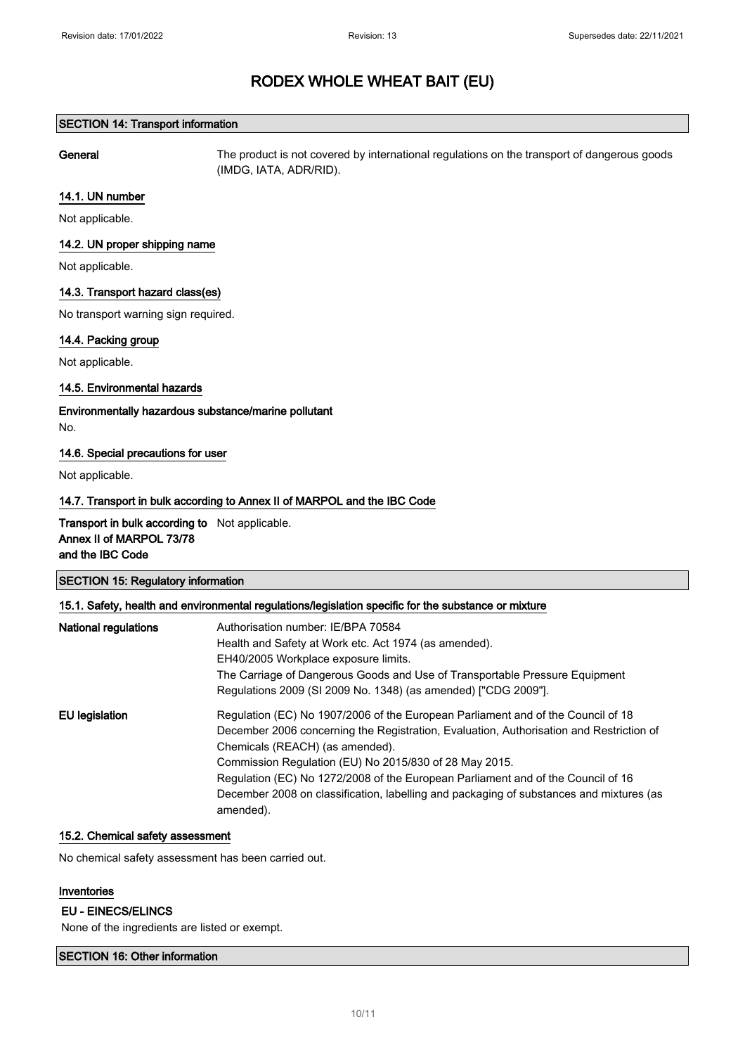## SECTION 14: Transport information

**General** The product is not covered by international regulations on the transport of dangerous goods (IMDG, IATA, ADR/RID).

### 14.1. UN number

Not applicable.

### 14.2. UN proper shipping name

Not applicable.

### 14.3. Transport hazard class(es)

No transport warning sign required.

### 14.4. Packing group

Not applicable.

### 14.5. Environmental hazards

**Environmentally hazardous substance/marine pollutant**

No.

### 14.6. Special precautions for user

Not applicable.

### 14.7. Transport in bulk according to Annex II of MARPOL and the IBC Code

**Transport in bulk according to Annex II of MARPOL 73/78 and the IBC Code** Not applicable.

## SECTION 15: Regulatory information

### 15.1. Safety, health and environmental regulations/legislation specific for the substance or mixture

**National regulations**

Authorisation number: IE/BPA 70584
Health and Safety at Work etc. Act 1974 (as amended).
EH40/2005 Workplace exposure limits.
The Carriage of Dangerous Goods and Use of Transportable Pressure Equipment Regulations 2009 (SI 2009 No. 1348) (as amended) ["CDG 2009"].

**EU legislation**

Regulation (EC) No 1907/2006 of the European Parliament and of the Council of 18 December 2006 concerning the Registration, Evaluation, Authorisation and Restriction of Chemicals (REACH) (as amended).
Commission Regulation (EU) No 2015/830 of 28 May 2015.
Regulation (EC) No 1272/2008 of the European Parliament and of the Council of 16 December 2008 on classification, labelling and packaging of substances and mixtures (as amended).

### 15.2. Chemical safety assessment

No chemical safety assessment has been carried out.

### Inventories

**EU - EINECS/ELINCS**

None of the ingredients are listed or exempt.

## SECTION 16: Other information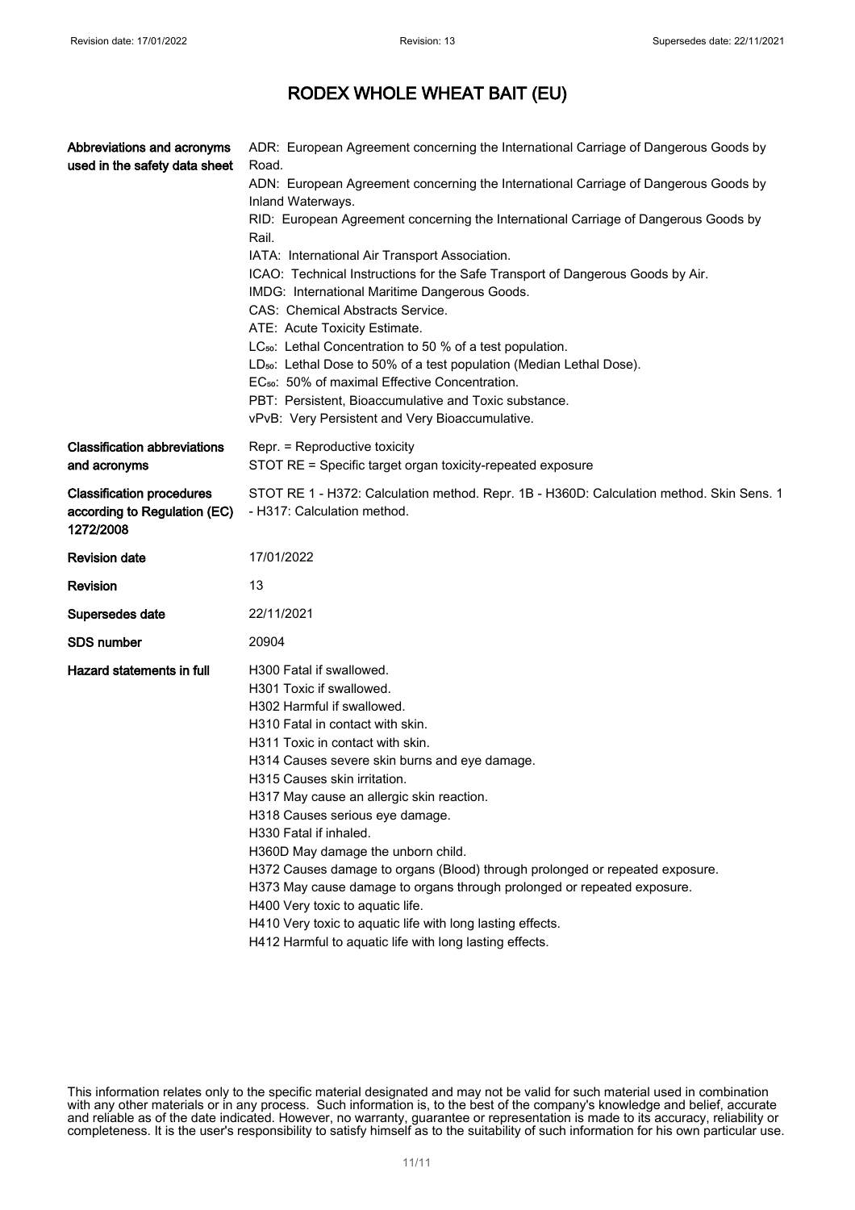# RODEX WHOLE WHEAT BAIT (EU)

| | |
|---|---|
| **Abbreviations and acronyms used in the safety data sheet** | ADR: European Agreement concerning the International Carriage of Dangerous Goods by Road.<br>ADN: European Agreement concerning the International Carriage of Dangerous Goods by Inland Waterways.<br>RID: European Agreement concerning the International Carriage of Dangerous Goods by Rail.<br>IATA: International Air Transport Association.<br>ICAO: Technical Instructions for the Safe Transport of Dangerous Goods by Air.<br>IMDG: International Maritime Dangerous Goods.<br>CAS: Chemical Abstracts Service.<br>ATE: Acute Toxicity Estimate.<br>$LC_{50}$: Lethal Concentration to 50 % of a test population.<br>$LD_{50}$: Lethal Dose to 50% of a test population (Median Lethal Dose).<br>$EC_{50}$: 50% of maximal Effective Concentration.<br>PBT: Persistent, Bioaccumulative and Toxic substance.<br>vPvB: Very Persistent and Very Bioaccumulative. |
| **Classification abbreviations and acronyms** | Repr. = Reproductive toxicity<br>STOT RE = Specific target organ toxicity-repeated exposure |
| **Classification procedures according to Regulation (EC) 1272/2008** | STOT RE 1 - H372: Calculation method. Repr. 1B - H360D: Calculation method. Skin Sens. 1 - H317: Calculation method. |
| **Revision date** | 17/01/2022 |
| **Revision** | 13 |
| **Supersedes date** | 22/11/2021 |
| **SDS number** | 20904 |
| **Hazard statements in full** | H300 Fatal if swallowed.<br>H301 Toxic if swallowed.<br>H302 Harmful if swallowed.<br>H310 Fatal in contact with skin.<br>H311 Toxic in contact with skin.<br>H314 Causes severe skin burns and eye damage.<br>H315 Causes skin irritation.<br>H317 May cause an allergic skin reaction.<br>H318 Causes serious eye damage.<br>H330 Fatal if inhaled.<br>H360D May damage the unborn child.<br>H372 Causes damage to organs (Blood) through prolonged or repeated exposure.<br>H373 May cause damage to organs through prolonged or repeated exposure.<br>H400 Very toxic to aquatic life.<br>H410 Very toxic to aquatic life with long lasting effects.<br>H412 Harmful to aquatic life with long lasting effects. |

This information relates only to the specific material designated and may not be valid for such material used in combination with any other materials or in any process. Such information is, to the best of the company's knowledge and belief, accurate and reliable as of the date indicated. However, no warranty, guarantee or representation is made to its accuracy, reliability or completeness. It is the user's responsibility to satisfy himself as to the suitability of such information for his own particular use.